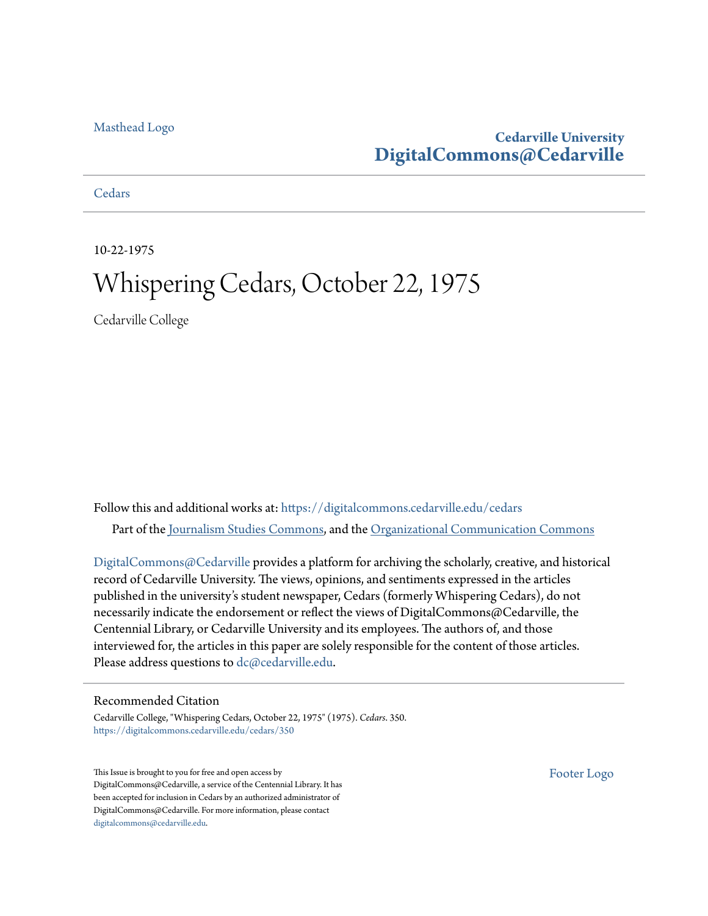Masthead Logo

**Cedarville University**
**DigitalCommons@Cedarville**

Cedars

10-22-1975

# Whispering Cedars, October 22, 1975

Cedarville College

Follow this and additional works at: https://digitalcommons.cedarville.edu/cedars

Part of the Journalism Studies Commons, and the Organizational Communication Commons

DigitalCommons@Cedarville provides a platform for archiving the scholarly, creative, and historical record of Cedarville University. The views, opinions, and sentiments expressed in the articles published in the university's student newspaper, Cedars (formerly Whispering Cedars), do not necessarily indicate the endorsement or reflect the views of DigitalCommons@Cedarville, the Centennial Library, or Cedarville University and its employees. The authors of, and those interviewed for, the articles in this paper are solely responsible for the content of those articles. Please address questions to dc@cedarville.edu.

## Recommended Citation

Cedarville College, "Whispering Cedars, October 22, 1975" (1975). *Cedars*. 350.
https://digitalcommons.cedarville.edu/cedars/350

This Issue is brought to you for free and open access by DigitalCommons@Cedarville, a service of the Centennial Library. It has been accepted for inclusion in Cedars by an authorized administrator of DigitalCommons@Cedarville. For more information, please contact digitalcommons@cedarville.edu.

Footer Logo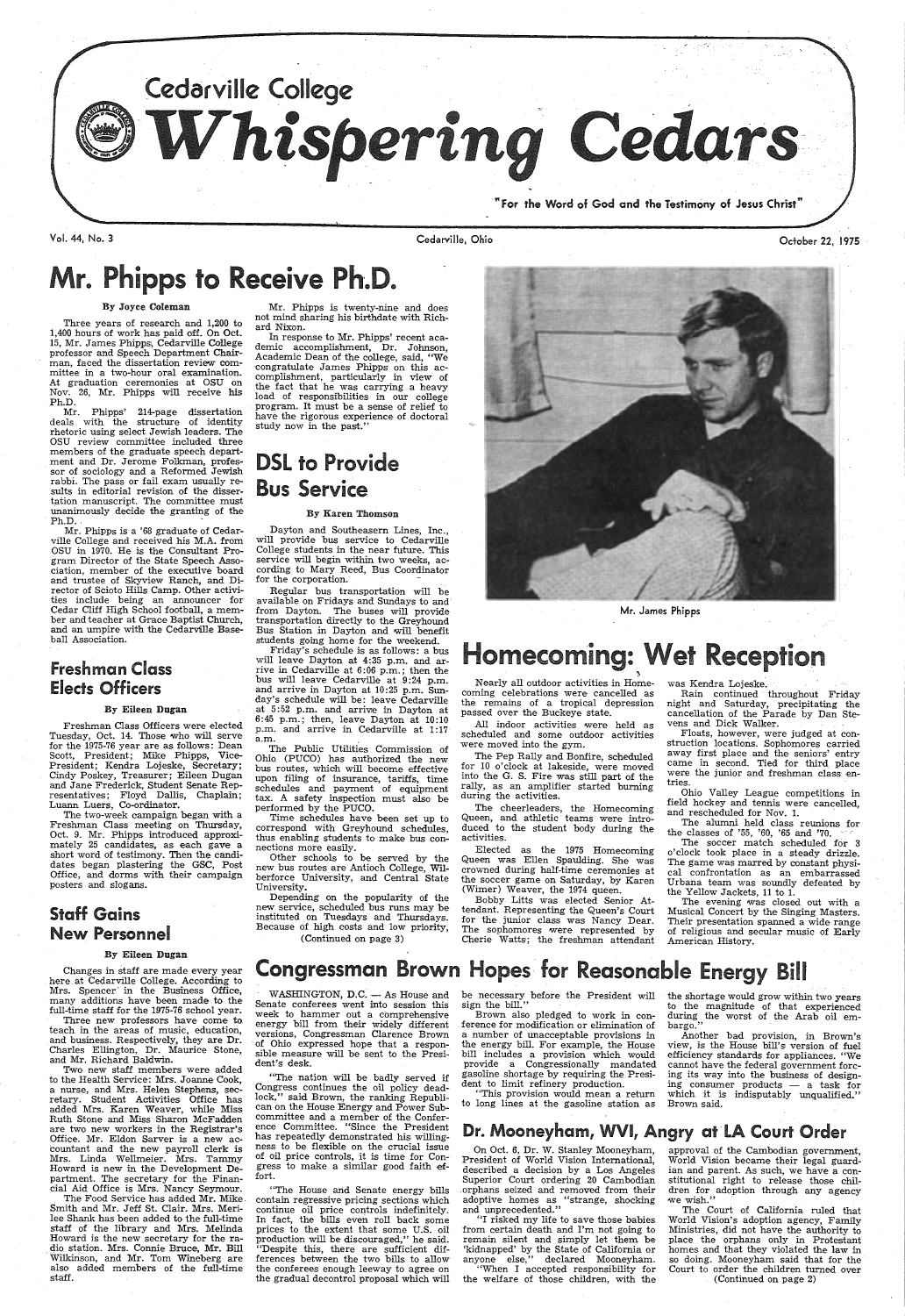# Cedarville College Whispering Cedars

"For the Word of God and the Testimony of Jesus Christ"

Vol. 44, No. 3 — Cedarville, Ohio — October 22, 1975

## Mr. Phipps to Receive Ph.D.

**By Joyce Coleman**

Three years of research and 1,200 to 1,400 hours of work has paid off. On Oct. 15, Mr. James Phipps, Cedarville College professor and Speech Department Chairman, faced the dissertation review committee in a two-hour oral examination. At graduation ceremonies at OSU on Nov. 26, Mr. Phipps will receive his Ph.D.

Mr. Phipps' 214-page dissertation deals with the structure of identity rhetoric using select Jewish leaders. The OSU review committee included three members of the graduate speech department and Dr. Jerome Folkman, professor of sociology and a Reformed Jewish rabbi. The pass or fail exam usually results in editorial revision of the dissertation manuscript. The committee must unanimously decide the granting of the Ph.D.

Mr. Phipps is a '68 graduate of Cedarville College and received his M.A. from OSU in 1970. He is the Consultant Program Director of the State Speech Association, member of the executive board and trustee of Skyview Ranch, and Director of Scioto Hills Camp. Other activities include being an announcer for Cedar Cliff High School football, a member and teacher at Grace Baptist Church, and an umpire with the Cedarville Baseball Association.

Mr. Phipps is twenty-nine and does not mind sharing his birthdate with Richard Nixon.

In response to Mr. Phipps' recent academic accomplishment, Dr. Johnson, Academic Dean of the college, said, "We congratulate James Phipps on this accomplishment, particularly in view of the fact that he was carrying a heavy load of responsibilities in our college program. It must be a sense of relief to have the rigorous experience of doctoral study now in the past."

Mr. James Phipps

## DSL to Provide Bus Service

**By Karen Thomson**

Dayton and Southeasern Lines, Inc., will provide bus service to Cedarville College students in the near future. This service will begin within two weeks, according to Mary Reed, Bus Coordinator for the corporation.

Regular bus transportation will be available on Fridays and Sundays to and from Dayton. The buses will provide transportation directly to the Greyhound Bus Station in Dayton and will benefit students going home for the weekend.

Friday's schedule is as follows: a bus will leave Dayton at 4:35 p.m. and arrive in Cedarville at 6:06 p.m.; then the bus will leave Cedarville at 9:24 p.m. and arrive in Dayton at 10:25 p.m. Sunday's schedule will be: leave Cedarville at 5:52 p.m. and arrive in Dayton at 6:45 p.m.; then, leave Dayton at 10:10 p.m. and arrive in Cedarville at 1:17 a.m.

The Public Utilities Commission of Ohio (PUCO) has authorized the new bus routes, which will become effective upon filing of insurance, tariffs, time schedules and payment of equipment tax. A safety inspection must also be performed by the PUCO.

Time schedules have been set up to correspond with Greyhound schedules, thus enabling students to make bus connections more easily.

Other schools to be served by the new bus routes are Antioch College, Wilberforce University, and Central State University.

Depending on the popularity of the new service, scheduled bus runs may be instituted on Tuesdays and Thursdays. Because of high costs and low priority,

(Continued on page 3)

## Freshman Class Elects Officers

**By Eileen Dugan**

Freshman Class Officers were elected Tuesday, Oct. 14. Those who will serve for the 1975-76 year are as follows: Dean Scott, President; Mike Phipps, Vice-President; Kendra Lojeske, Secretary; Cindy Poskey, Treasurer; Eileen Dugan and Jane Frederick, Student Senate Representatives; Floyd Dallis, Chaplain; Luann Luers, Co-ordinator.

The two-week campaign began with a Freshman Class meeting on Thursday, Oct. 9. Mr. Phipps introduced approximately 25 candidates, as each gave a short word of testimony. Then the candidates began plastering the GSC, Post Office, and dorms with their campaign posters and slogans.

## Homecoming: Wet Reception

Nearly all outdoor activities in Homecoming celebrations were cancelled as the remains of a tropical depression passed over the Buckeye state.

All indoor activities were held as scheduled and some outdoor activities were moved into the gym.

The Pep Rally and Bonfire, scheduled for 10 o'clock at lakeside, were moved into the G. S. Fire was still part of the rally, as an amplifier started burning during the activities.

The cheerleaders, the Homecoming Queen, and athletic teams were introduced to the student body during the activities.

Elected as the 1975 Homecoming Queen was Ellen Spaulding. She was crowned during half-time ceremonies at the soccer game on Saturday, by Karen (Wimer) Weaver, the 1974 queen.

Bobby Litts was elected Senior Attendant. Representing the Queen's Court for the junior class was Nancy Dear. The sophomores were represented by Cherie Watts; the freshman attendant was Kendra Lojeske.

Rain continued throughout Friday night and Saturday, precipitating the cancellation of the Parade by Dan Stevens and Dick Walker.

Floats, however, were judged at construction locations. Sophomores carried away first place and the seniors' entry came in second. Tied for third place were the junior and freshman class entries.

Ohio Valley League competitions in field hockey and tennis were cancelled, and rescheduled for Nov. 1.

The alumni held class reunions for the classes of '55, '60, '65 and '70.

The soccer match scheduled for 3 o'clock took place in a steady drizzle. The game was marred by constant physical confrontation as an embarrassed Urbana team was soundly defeated by the Yellow Jackets, 11 to 1.

The evening was closed out with a Musical Concert by the Singing Masters. Their presentation spanned a wide range of religious and secular music of Early American History.

## Staff Gains New Personnel

**By Eileen Dugan**

Changes in staff are made every year here at Cedarville College. According to Mrs. Spencer in the Business Office, many additions have been made to the full-time staff for the 1975-76 school year.

Three new professors have come to teach in the areas of music, education, and business. Respectively, they are Dr. Charles Ellington, Dr. Maurice Stone, and Mr. Richard Baldwin.

Two new staff members were added to the Health Service: Mrs. Joanne Cook, a nurse, and Mrs. Helen Stephens, secretary. Student Activities Office has added Mrs. Karen Weaver, while Miss Ruth Stone and Miss Sharon McFadden are two new workers in the Registrar's Office. Mr. Eldon Sarver is a new accountant and the new payroll clerk is Mrs. Linda Wellmeier. Mrs. Tammy Howard is new in the Development Department. The secretary for the Financial Aid Office is Mrs. Nancy Seymour.

The Food Service has added Mr. Mike Smith and Mr. Jeff St. Clair. Mrs. Merilee Shank has been added to the full-time staff of the library and Mrs. Melinda Howard is the new secretary for the radio station. Mrs. Connie Bruce, Mr. Bill Wilkinson, and Mr. Tom Wineberg are also added members of the full-time staff.

## Congressman Brown Hopes for Reasonable Energy Bill

WASHINGTON, D.C. — As House and Senate conferees went into session this week to hammer out a comprehensive energy bill from their widely different versions, Congressman Clarence Brown of Ohio expressed hope that a responsible measure will be sent to the President's desk.

"The nation will be badly served if Congress continues the oil policy deadlock," said Brown, the ranking Republican on the House Energy and Power Subcommittee and a member of the Conference Committee. "Since the President has repeatedly demonstrated his willingness to be flexible on the crucial issue of oil price controls, it is time for Congress to make a similar good faith effort.

"The House and Senate energy bills contain regressive pricing sections which continue oil price controls indefinitely. In fact, the bills even roll back some prices to the extent that some U.S. oil production will be discouraged," he said. "Despite this, there are sufficient differences between the two bills to allow the conferees enough leeway to agree on the gradual decontrol proposal which will be necessary before the President will sign the bill."

Brown also pledged to work in conference for modification or elimination of a number of unacceptable provisions in the energy bill. For example, the House bill includes a provision which would provide a Congressionally mandated gasoline shortage by requiring the President to limit refinery production.

"This provision would mean a return to long lines at the gasoline station as the shortage would grow within two years to the magnitude of that experienced during the worst of the Arab oil embargo."

Another bad provision, in Brown's view, is the House bill's version of fuel efficiency standards for appliances. "We cannot have the federal government forcing its way into the business of designing consumer products — a task for which it is indisputably unqualified." Brown said.

## Dr. Mooneyham, WVI, Angry at LA Court Order

On Oct. 6, Dr. W. Stanley Mooneyham, President of World Vision International, described a decision by a Los Angeles Superior Court ordering 20 Cambodian orphans seized and removed from their adoptive homes as "strange, shocking and unprecedented."

"I risked my life to save those babies from certain death and I'm not going to remain silent and simply let them be 'kidnapped' by the State of California or anyone else," declared Mooneyham.

"When I accepted responsibility for the welfare of those children, with the approval of the Cambodian government, World Vision became their legal guardian and parent. As such, we have a constitutional right to release those children for adoption through any agency we wish."

The Court of California ruled that World Vision's adoption agency, Family Ministries, did not have the authority to place the orphans only in Protestant homes and that they violated the law in so doing. Mooneyham said that for the Court to order the children turned over

(Continued on page 2)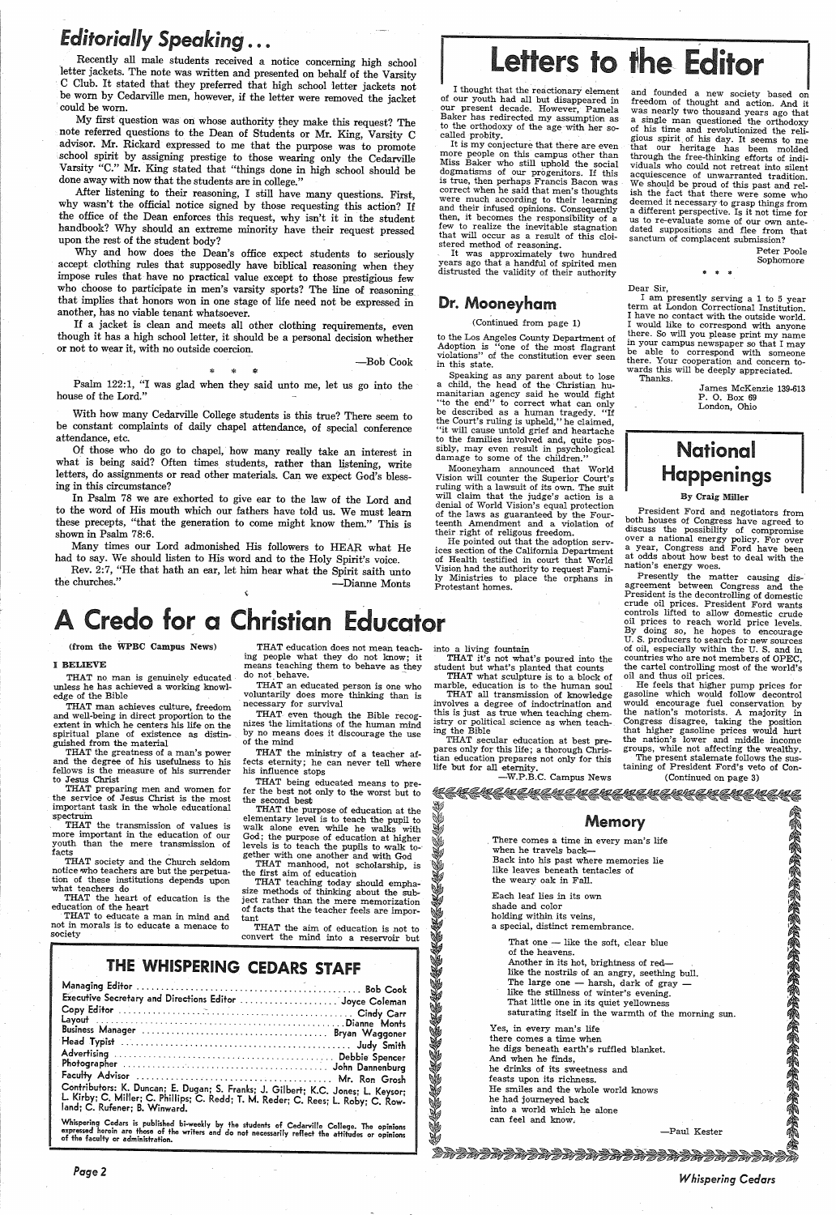## Editorially Speaking . . .

Recently all male students received a notice concerning high school letter jackets. The note was written and presented on behalf of the Varsity C Club. It stated that they preferred that high school letter jackets not be worn by Cedarville men, however, if the letter were removed the jacket could be worn.

My first question was on whose authority they make this request? The note referred questions to the Dean of Students or Mr. King, Varsity C advisor. Mr. Rickard expressed to me that the purpose was to promote school spirit by assigning prestige to those wearing only the Cedarville Varsity "C." Mr. King stated that "things done in high school should be done away with now that the students are in college."

After listening to their reasoning, I still have many questions. First, why wasn't the official notice signed by those requesting this action? If the office of the Dean enforces this request, why isn't it in the student handbook? Why should an extreme minority have their request pressed upon the rest of the student body?

Why and how does the Dean's office expect students to seriously accept clothing rules that supposedly have biblical reasoning when they impose rules that have no practical value except to those prestigious few who choose to participate in men's varsity sports? The line of reasoning that implies that honors won in one stage of life need not be expressed in another, has no viable tenant whatsoever.

If a jacket is clean and meets all other clothing requirements, even though it has a high school letter, it should be a personal decision whether or not to wear it, with no outside coercion.

—Bob Cook

\* \* \*

Psalm 122:1, "I was glad when they said unto me, let us go into the house of the Lord."

With how many Cedarville College students is this true? There seem to be constant complaints of daily chapel attendance, of special conference attendance, etc.

Of those who do go to chapel, how many really take an interest in what is being said? Often times students, rather than listening, write letters, do assignments or read other materials. Can we expect God's blessing in this circumstance?

In Psalm 78 we are exhorted to give ear to the law of the Lord and to the word of His mouth which our fathers have told us. We must learn these precepts, "that the generation to come might know them." This is shown in Psalm 78:6.

Many times our Lord admonished His followers to HEAR what He had to say. We should listen to His word and to the Holy Spirit's voice.

Rev. 2:7, "He that hath an ear, let him hear what the Spirit saith unto the churches."

—Dianne Monts

# Letters to the Editor

I thought that the reactionary element of our youth had all but disappeared in our present decade. However, Pamela Baker has redirected my assumption as to the orthodoxy of the age with her so-called probity.

It is my conjecture that there are even more people on this campus other than Miss Baker who still uphold the social dogmatisms of our progenitors. If this is true, then perhaps Francis Bacon was correct when he said that men's thoughts were much according to their learning and their infused opinions. Consequently then, it becomes the responsibility of a few to realize the inevitable stagnation that will occur as a result of this cloistered method of reasoning.

It was approximately two hundred years ago that a handful of spirited men distrusted the validity of their authority and founded a new society based on freedom of thought and action. And it was nearly two thousand years ago that a single man questioned the orthodoxy of his time and revolutionized the religious spirit of his day. It seems to me that our heritage has been molded through the free-thinking efforts of individuals who could not retreat into silent acquiescence of unwarranted tradition. We should be proud of this past and relish the fact that there were some who deemed it necessary to grasp things from a different perspective. Is it not time for us to re-evaluate some of our own antedated suppositions and flee from that sanctum of complacent submission?

Peter Poole
Sophomore

\* \* \*

Dear Sir,

I am presently serving a 1 to 5 year term at London Correctional Institution. I have no contact with the outside world. I would like to correspond with anyone there. So will you please print my name in your campus newspaper so that I may be able to correspond with someone there. Your cooperation and concern towards this will be deeply appreciated.

Thanks.

James McKenzie 139-613
P. O. Box 69
London, Ohio

## Dr. Mooneyham

(Continued from page 1)

to the Los Angeles County Department of Adoption is "one of the most flagrant violations" of the constitution ever seen in this state.

Speaking as any parent about to lose a child, the head of the Christian humanitarian agency said he would fight "to the end" to correct what can only be described as a human tragedy. "If the Court's ruling is upheld," he claimed, "it will cause untold grief and heartache to the families involved and, quite possibly, may even result in psychological damage to some of the children."

Mooneyham announced that World Vision will counter the Superior Court's ruling with a lawsuit of its own. The suit will claim that the judge's action is a denial of World Vision's equal protection of the laws as guaranteed by the Fourteenth Amendment and a violation of their right of religious freedom.

He pointed out that the adoption services section of the California Department of Health testified in court that World Vision had the authority to request Family Ministries to place the orphans in Protestant homes.

## National Happenings

**By Craig Miller**

President Ford and negotiators from both houses of Congress have agreed to discuss the possibility of compromise over a national energy policy. For over a year, Congress and Ford have been at odds about how best to deal with the nation's energy woes.

Presently the matter causing disagreement between Congress and the President is the decontrolling of domestic crude oil prices. President Ford wants controls lifted to allow domestic crude oil prices to reach world price levels. By doing so, he hopes to encourage U. S. producers to search for new sources of oil, especially within the U. S. and in countries who are not members of OPEC, the cartel controlling most of the world's oil and thus oil prices.

He feels that higher pump prices for gasoline which would follow decontrol would encourage fuel conservation by the nation's motorists. A majority in Congress disagree, taking the position that higher gasoline prices would hurt the nation's lower and middle income groups, while not affecting the wealthy.

The present stalemate follows the sustaining of President Ford's veto of Con-

(Continued on page 3)

# A Credo for a Christian Educator

(from the WPBC Campus News)

**I BELIEVE**

THAT no man is genuinely educated unless he has achieved a working knowledge of the Bible

THAT man achieves culture, freedom and well-being in direct proportion to the extent in which he centers his life on the spiritual plane of existence as distinguished from the material

THAT the greatness of a man's power and the degree of his usefulness to his fellows is the measure of his surrender to Jesus Christ

THAT preparing men and women for the service of Jesus Christ is the most important task in the whole educational spectrum

THAT the transmission of values is more important in the education of our youth than the mere transmission of facts

THAT society and the Church seldom notice who teachers are but the perpetuation of these institutions depends upon what teachers do

THAT the heart of education is the education of the heart

THAT to educate a man in mind and not in morals is to educate a menace to society

THAT education does not mean teaching people what they do not know; it means teaching them to behave as they do not behave.

THAT an educated person is one who voluntarily does more thinking than is necessary for survival

THAT even though the Bible recognizes the limitations of the human mind by no means does it discourage the use of the mind

THAT the ministry of a teacher affects eternity; he can never tell where his influence stops

THAT being educated means to prefer the best not only to the worst but to the second best

THAT the purpose of education at the elementary level is to teach the pupil to walk alone even while he walks with God; the purpose of education at higher levels is to teach the pupils to walk together with one another and with God

THAT manhood, not scholarship, is the first aim of education

THAT teaching today should emphasize methods of thinking about the subject rather than the mere memorization of facts that the teacher feels are important

THAT the aim of education is not to convert the mind into a reservoir but into a living fountain

THAT it's not what's poured into the student but what's planted that counts

THAT what sculpture is to a block of marble, education is to the human soul

THAT all transmission of knowledge involves a degree of indoctrination and this is just as true when teaching chemistry or political science as when teaching the Bible

THAT secular education at best prepares only for this life; a thorough Christian education prepares not only for this life but for all eternity.

—W.P.B.C. Campus News

## Memory

There comes a time in every man's life
when he travels back—
Back into his past where memories lie
like leaves beneath tentacles of
the weary oak in Fall.

Each leaf lies in its own
shade and color
holding within its veins,
a special, distinct remembrance.

That one — like the soft, clear blue
of the heavens.
Another in its hot, brightness of red—
like the nostrils of an angry, seething bull.
The large one — harsh, dark of gray —
like the stillness of winter's evening.
That little one in its quiet yellowness
saturating itself in the warmth of the morning sun.

Yes, in every man's life
there comes a time when
he digs beneath earth's ruffled blanket.
And when he finds,
he drinks of its sweetness and
feasts upon its richness.
He smiles and the whole world knows
he had journeyed back
into a world which he alone
can feel and know.

—Paul Kester

## THE WHISPERING CEDARS STAFF

Managing Editor ........ Bob Cook
Executive Secretary and Directions Editor ........ Joyce Coleman
Copy Editor ........ Cindy Carr
Layout ........ Dianne Monts
Business Manager ........ Bryan Waggoner
Head Typist ........ Judy Smith
Advertising ........ Debbie Spencer
Photographer ........ John Dannenburg
Faculty Advisor ........ Mr. Ron Grosh
Contributors: K. Duncan; E. Dugan; S. Franks; J. Gilbert; K.C. Jones; L. Keysor; L. Kirby; C. Miller; C. Phillips; C. Redd; T. M. Reder; C. Rees; L. Roby; C. Rowland; C. Rufener; B. Winward.

Whispering Cedars is published bi-weekly by the students of Cedarville College. The opinions expressed herein are those of the writers and do not necessarily reflect the attitudes or opinions of the faculty or administration.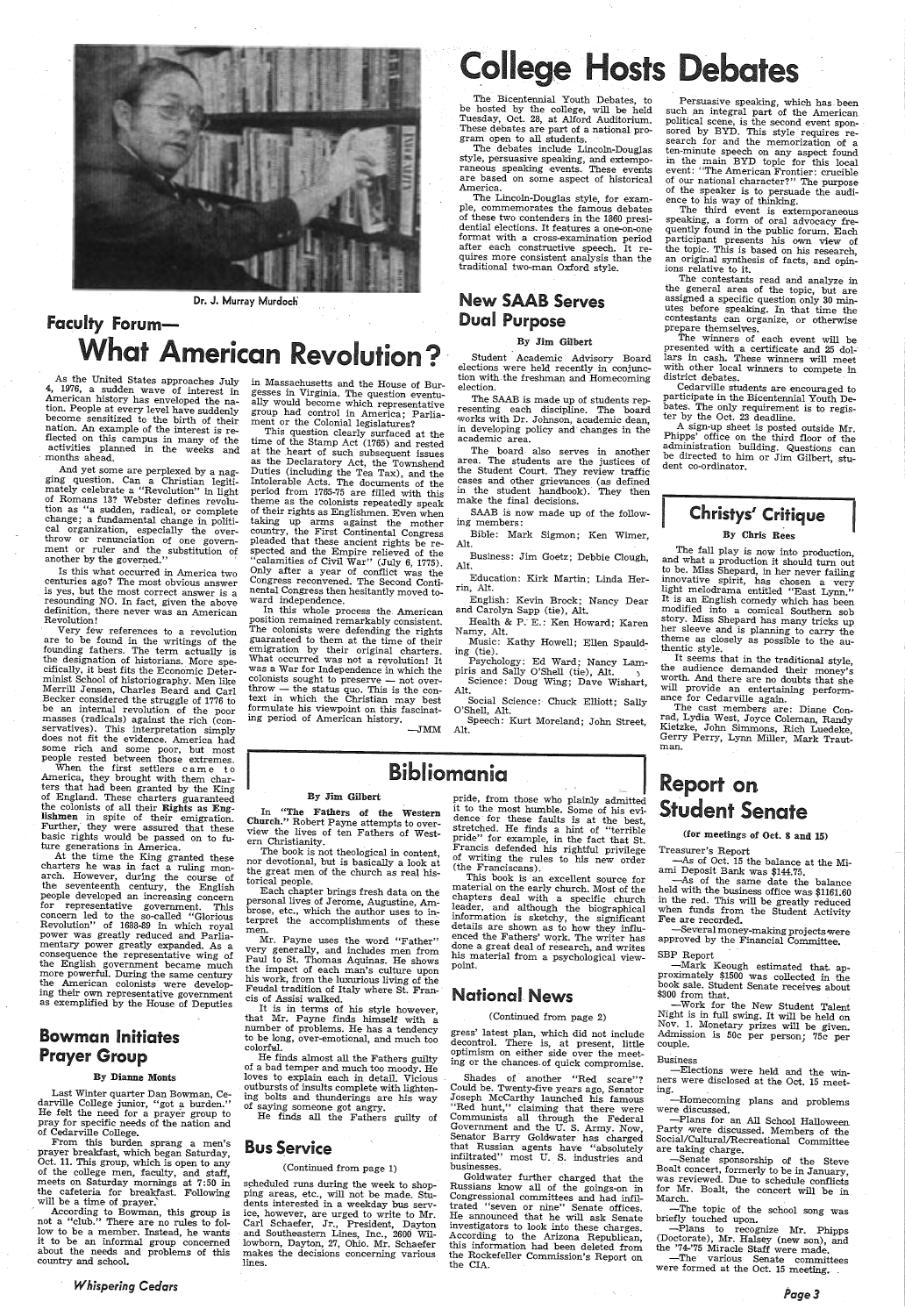Dr. J. Murray Murdoch

## Faculty Forum—

# What American Revolution?

As the United States approaches July 4, 1976, a sudden wave of interest in American history has enveloped the nation. People at every level have suddenly become sensitized to the birth of their nation. An example of the interest is reflected on this campus in many of the activities planned in the weeks and months ahead.

And yet some are perplexed by a nagging question. Can a Christian legitimately celebrate a "Revolution" in light of Romans 13? Webster defines revolution as "a sudden, radical, or complete change; a fundamental change in political organization, especially the overthrow or renunciation of one government or ruler and the substitution of another by the governed."

Is this what occurred in America two centuries ago? The most obvious answer is yes, but the most correct answer is a resounding NO. In fact, given the above definition, there never was an American Revolution!

Very few references to a revolution are to be found in the writings of the founding fathers. The term actually is the designation of historians. More specifically, it best fits the Economic Determinist School of historiography. Men like Merrill Jensen, Charles Beard and Carl Becker considered the struggle of 1776 to be an internal revolution of the poor masses (radicals) against the rich (conservatives). This interpretation simply does not fit the evidence. America had some rich and some poor, but most people rested between those extremes.

When the first settlers came to America, they brought with them charters that had been granted by the King of England. These charters guaranteed the colonists of all their **Rights as Englishmen** in spite of their emigration. Further, they were assured that these basic rights would be passed on to future generations in America.

At the time the King granted these charters he was in fact a ruling monarch. However, during the course of the seventeenth century, the English people developed an increasing concern for representative government. This concern led to the so-called "Glorious Revolution" of 1688-89 in which royal power was greatly reduced and Parliamentary power greatly expanded. As a consequence the representative wing of the English government became much more powerful. During the same century the American colonists were developing their own representative government as exemplified by the House of Deputies in Massachusetts and the House of Burgesses in Virginia. The question eventually would become which representative group had control in America; Parliament or the Colonial legislatures?

This question clearly surfaced at the time of the Stamp Act (1765) and rested at the heart of such subsequent issues as the Declaratory Act, the Townshend Duties (including the Tea Tax), and the Intolerable Acts. The documents of the period from 1765-75 are filled with this theme as the colonists repeatedly speak of their rights as Englishmen. Even when taking up arms against the mother country, the First Continental Congress pleaded that these ancient rights be respected and the Empire relieved of the "calamities of Civil War" (July 6, 1775). Only after a year of conflict was the Congress reconvened. The Second Continental Congress then hesitantly moved toward independence.

In this whole process the American position remained remarkably consistent. The colonists were defending the rights guaranteed to them at the time of their emigration by their original charters. What occurred was not a revolution! It was a War for Independence in which the colonists sought to preserve — not overthrow — the status quo. This is the context in which the Christian may best formulate his viewpoint on this fascinating period of American history.

—JMM

## Bowman Initiates Prayer Group

**By Dianne Monts**

Last Winter quarter Dan Bowman, Cedarville College junior, "got a burden." He felt the need for a prayer group to pray for specific needs of the nation and of Cedarville College.

From this burden sprang a men's prayer breakfast, which began Saturday, Oct. 11. This group, which is open to any of the college men, faculty, and staff, meets on Saturday mornings at 7:50 in the cafeteria for breakfast. Following will be a time of prayer.

According to Bowman, this group is not a "club." There are no rules to follow to be a member. Instead, he wants it to be an informal group concerned about the needs and problems of this country and school.

# College Hosts Debates

The Bicentennial Youth Debates, to be hosted by the college, will be held Tuesday, Oct. 28, at Alford Auditorium. These debates are part of a national program open to all students.

The debates include Lincoln-Douglas style, persuasive speaking, and extemporaneous speaking events. These events are based on some aspect of historical America.

The Lincoln-Douglas style, for example, commemorates the famous debates of these two contenders in the 1860 presidential elections. It features a one-on-one format with a cross-examination period after each constructive speech. It requires more consistent analysis than the traditional two-man Oxford style.

Persuasive speaking, which has been such an integral part of the American political scene, is the second event sponsored by BYD. This style requires research for and the memorization of a ten-minute speech on any aspect found in the main BYD topic for this local event: "The American Frontier: crucible of our national character?" The purpose of the speaker is to persuade the audience to his way of thinking.

The third event is extemporaneous speaking, a form of oral advocacy frequently found in the public forum. Each participant presents his own view of the topic. This is based on his research, an original synthesis of facts, and opinions relative to it.

The contestants read and analyze in the general area of the topic, but are assigned a specific question only 30 minutes before speaking. In that time the contestants can organize, or otherwise prepare themselves.

The winners of each event will be presented with a certificate and 25 dollars in cash. These winners will meet with other local winners to compete in district debates.

Cedarville students are encouraged to participate in the Bicentennial Youth Debates. The only requirement is to register by the Oct. 23 deadline.

A sign-up sheet is posted outside Mr. Phipps' office on the third floor of the administration building. Questions can be directed to him or Jim Gilbert, student co-ordinator.

## New SAAB Serves Dual Purpose

**By Jim Gilbert**

Student Academic Advisory Board elections were held recently in conjunction with the freshman and Homecoming election.

The SAAB is made up of students representing each discipline. The board works with Dr. Johnson, academic dean, in developing policy and changes in the academic area.

The board also serves in another area. The students are the justices of the Student Court. They review traffic cases and other grievances (as defined in the student handbook). They then make the final decisions.

SAAB is now made up of the following members:

Bible: Mark Sigmon; Ken Wimer, Alt.

Business: Jim Goetz; Debbie Clough, Alt.

Education: Kirk Martin; Linda Herrin, Alt.

English: Kevin Brock; Nancy Dear and Carolyn Sapp (tie), Alt.

Health & P. E.: Ken Howard; Karen Namy, Alt.

Music: Kathy Howell; Ellen Spaulding (tie).

Psychology: Ed Ward; Nancy Lampiris and Sally O'Shell (tie), Alt.

Science: Doug Wing; Dave Wishart, Alt.

Social Science: Chuck Elliott; Sally O'Shell, Alt.

Speech: Kurt Moreland; John Street, Alt.

## Christys' Critique

**By Chris Rees**

The fall play is now into production, and what a production it should turn out to be. Miss Shepard, in her never failing innovative spirit, has chosen a very light melodrama entitled "East Lynn." It is an English comedy which has been modified into a comical Southern sob story. Miss Shepard has many tricks up her sleeve and is planning to carry the theme as closely as possible to the authentic style.

It seems that in the traditional style, the audience demanded their money's worth. And there are no doubts that she will provide an entertaining performance for Cedarville again.

The cast members are: Diane Conrad, Lydia West, Joyce Coleman, Randy Kietzke, John Simmons, Rich Luedeke, Gerry Perry, Lynn Miller, Mark Trautman.

# Bibliomania

**By Jim Gilbert**

In **"The Fathers of the Western Church."** Robert Payne attempts to overview the lives of ten Fathers of Western Christianity.

The book is not theological in content, nor devotional, but is basically a look at the great men of the church as real historical people.

Each chapter brings fresh data on the personal lives of Jerome, Augustine, Ambrose, etc., which the author uses to interpret the accomplishments of these men.

Mr. Payne uses the word "Father" very generally, and includes men from Paul to St. Thomas Aquinas. He shows the impact of each man's culture upon his work, from the luxurious living of the Feudal tradition of Italy where St. Francis of Assisi walked.

It is in terms of his style however, that Mr. Payne finds himself with a number of problems. He has a tendency to be long, over-emotional, and much too colorful.

He finds almost all the Fathers guilty of a bad temper and much too moody. He loves to explain each in detail. Vicious outbursts of insults complete with lightening bolts and thunderings are his way of saying someone got angry.

He finds all the Fathers guilty of pride, from those who plainly admitted it to the most humble. Some of his evidence for these faults is at the best, stretched. He finds a hint of "terrible pride" for example, in the fact that St. Francis defended his rightful privilege of writing the rules to his new order (the Franciscans).

This book is an excellent source for material on the early church. Most of the chapters deal with a specific church leader, and although the biographical information is sketchy, the significant details are shown as to how they influenced the Fathers' work. The writer has done a great deal of research, and writes his material from a psychological viewpoint.

## Bus Service

(Continued from page 1)

scheduled runs during the week to shopping areas, etc., will not be made. Students interested in a weekday bus service, however, are urged to write to Mr. Carl Schaefer, Jr., President, Dayton and Southeastern Lines, Inc., 2600 Willowborn, Dayton, 27, Ohio. Mr. Schaefer makes the decisions concerning various lines.

## National News

(Continued from page 2)

gress' latest plan, which did not include decontrol. There is, at present, little optimism on either side over the meeting or the chances of quick compromise.

Shades of another "Red scare"? Could be. Twenty-five years ago, Senator Joseph McCarthy launched his famous "Red hunt," claiming that there were Communists all through the Federal Government and the U. S. Army. Now, Senator Barry Goldwater has charged that Russian agents have "absolutely infiltrated" most U. S. industries and businesses.

Goldwater further charged that the Russians know all of the goings-on in Congressional committees and had infiltrated "seven or nine" Senate offices. He announced that he will ask Senate investigators to look into these charges. According to the Arizona Republican, this information had been deleted from the Rockefeller Commission's Report on the CIA.

# Report on Student Senate

**(for meetings of Oct. 8 and 15)**

Treasurer's Report

—As of Oct. 15 the balance at the Miami Deposit Bank was $144.75.

—As of the same date the balance held with the business office was $1161.60 in the red. This will be greatly reduced when funds from the Student Activity Fee are recorded.

—Several money-making projects were approved by the Financial Committee.

SBP Report

—Mark Keough estimated that approximately $1500 was collected in the book sale. Student Senate receives about $300 from that.

—Work for the New Student Talent Night is in full swing. It will be held on Nov. 1. Monetary prizes will be given. Admission is 50c per person; 75c per couple.

Business

—Elections were held and the winners were disclosed at the Oct. 15 meeting.

—Homecoming plans and problems were discussed.

—Plans for an All School Halloween Party were discussed. Members of the Social/Cultural/Recreational Committee are taking charge.

—Senate sponsorship of the Steve Boalt concert, formerly to be in January, was reviewed. Due to schedule conflicts for Mr. Boalt, the concert will be in March.

—The topic of the school song was briefly touched upon.

—Plans to recognize Mr. Phipps (Doctorate), Mr. Halsey (new son), and the '74-'75 Miracle Staff were made.

—The various Senate committees were formed at the Oct. 15 meeting.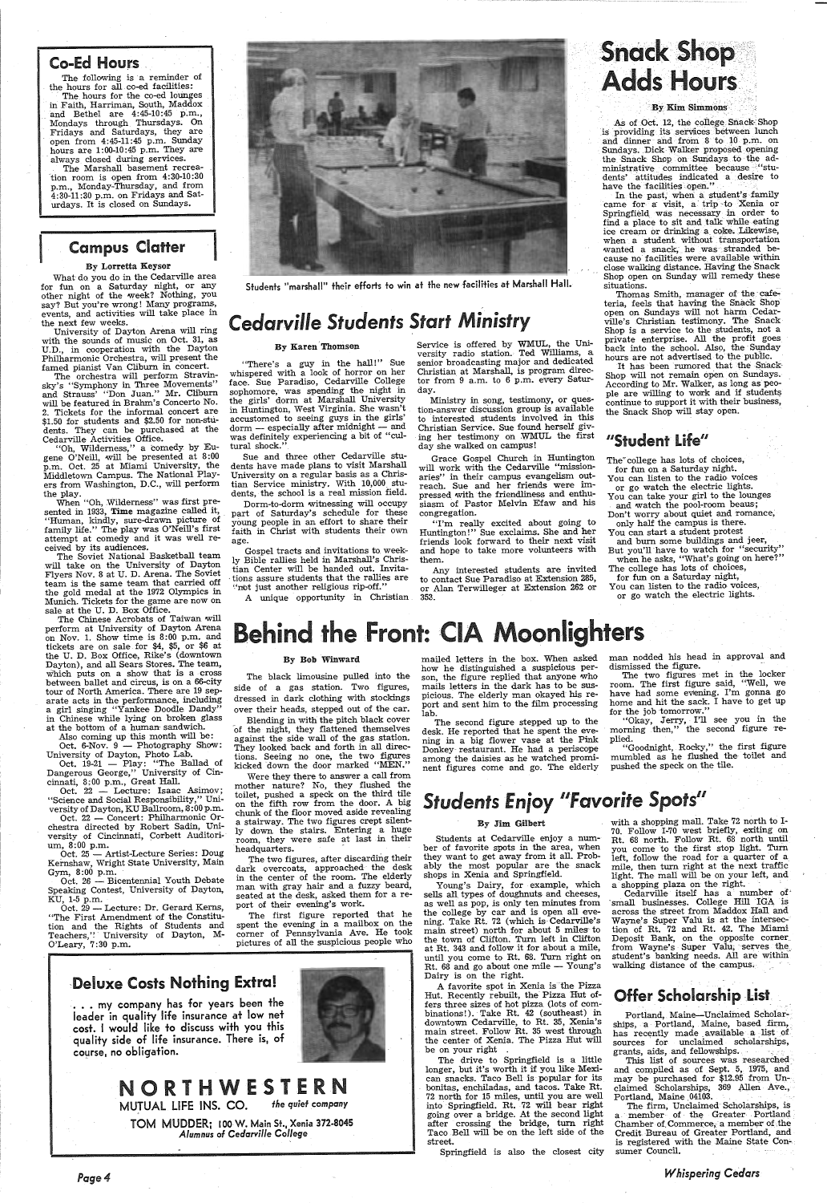## Co-Ed Hours

The following is a reminder of the hours for all co-ed facilities:

The hours for the co-ed lounges in Faith, Harriman, South, Maddox and Bethel are 4:45-10:45 p.m., Mondays through Thursdays. On Fridays and Saturdays, they are open from 4:45-11:45 p.m. Sunday hours are 1:00-10:45 p.m. They are always closed during services.

The Marshall basement recreation room is open from 4:30-10:30 p.m., Monday-Thursday, and from 4:30-11:30 p.m. on Fridays and Saturdays. It is closed on Sundays.

## Campus Clatter

**By Lorretta Keysor**

What do you do in the Cedarville area for fun on a Saturday night, or any other night of the week? Nothing, you say? But you're wrong! Many programs, events, and activities will take place in the next few weeks.

University of Dayton Arena will ring with the sounds of music on Oct. 31, as U.D., in cooperation with the Dayton Philharmonic Orchestra, will present the famed pianist Van Cliburn in concert.

The orchestra will perform Stravinsky's "Symphony in Three Movements" and Strauss' "Don Juan." Mr. Cliburn will be featured in Brahm's Concerto No. 2. Tickets for the informal concert are $1.50 for students and $2.50 for non-students. They can be purchased at the Cedarville Activities Office.

"Oh, Wilderness," a comedy by Eugene O'Neill, will be presented at 8:00 p.m. Oct. 25 at Miami University, the Middletown Campus. The National Players from Washington, D.C., will perform the play.

When "Oh, Wilderness" was first presented in 1933, *Time* magazine called it, "Human, kindly, sure-drawn picture of family life." The play was O'Neill's first attempt at comedy and it was well received by its audiences.

The Soviet National Basketball team will take on the University of Dayton Flyers Nov. 8 at U. D. Arena. The Soviet team is the same team that carried off the gold medal at the 1972 Olympics in Munich. Tickets for the game are now on sale at the U. D. Box Office.

The Chinese Acrobats of Taiwan will perform at University of Dayton Arena on Nov. 1. Show time is 8:00 p.m. and tickets are on sale for $4, $5, or $6 at the U. D. Box Office, Rike's (downtown Dayton), and all Sears Stores. The team, which puts on a show that is a cross between ballet and circus, is on a 66-city tour of North America. There are 19 separate acts in the performance, including a girl singing "Yankee Doodle Dandy" in Chinese while lying on broken glass at the bottom of a human sandwich.

Also coming up this month will be:

Oct. 6-Nov. 9 — Photography Show: University of Dayton, Photo Lab.

Oct. 19-21 — Play: "The Ballad of Dangerous George," University of Cincinnati, 8:00 p.m., Great Hall.

Oct. 22 — Lecture: Isaac Asimov; "Science and Social Responsibility," University of Dayton, KU Ballroom, 8:00 p.m.

Oct. 22 — Concert: Philharmonic Orchestra directed by Robert Sadin, University of Cincinnati, Corbett Auditorium, 8:00 p.m.

Oct. 25 — Artist-Lecture Series: Doug Kernshaw, Wright State University, Main Gym, 8:00 p.m.

Oct. 26 — Bicentennial Youth Debate Speaking Contest, University of Dayton, KU, 1-5 p.m.

Oct. 29 — Lecture: Dr. Gerard Kerns, "The First Amendment of the Constitution and the Rights of Students and Teachers," University of Dayton, M-O'Leary, 7:30 p.m.

Students "marshall" their efforts to win at the new facilities at Marshall Hall.

## Cedarville Students Start Ministry

**By Karen Thomson**

"There's a guy in the hall!" Sue whispered with a look of horror on her face. Sue Paradiso, Cedarville College sophomore, was spending the night in the girls' dorm at Marshall University in Huntington, West Virginia. She wasn't accustomed to seeing guys in the girls' dorm — especially after midnight — and was definitely experiencing a bit of "cultural shock."

Sue and three other Cedarville students have made plans to visit Marshall University on a regular basis as a Christian Service ministry. With 10,000 students, the school is a real mission field.

Dorm-to-dorm witnessing will occupy part of Saturday's schedule for these young people in an effort to share their faith in Christ with students their own age.

Gospel tracts and invitations to weekly Bible rallies held in Marshall's Christian Center will be handed out. Invitations assure students that the rallies are "not just another religious rip-off."

A unique opportunity in Christian Service is offered by WMUL, the University radio station. Ted Williams, a senior broadcasting major and dedicated Christian at Marshall, is program director from 9 a.m. to 6 p.m. every Saturday.

Ministry in song, testimony, or question-answer discussion group is available to interested students involved in this Christian Service. Sue found herself giving her testimony on WMUL the first day she walked on campus!

Grace Gospel Church in Huntington will work with the Cedarville "missionaries" in their campus evangelism outreach. Sue and her friends were impressed with the friendliness and enthusiasm of Pastor Melvin Efaw and his congregation.

"I'm really excited about going to Huntington!" Sue exclaims. She and her friends look forward to their next visit and hope to take more volunteers with them.

Any interested students are invited to contact Sue Paradiso at Extension 285, or Alan Terwilleger at Extension 262 or 353.

## Snack Shop Adds Hours

**By Kim Simmons**

As of Oct. 12, the college Snack Shop is providing its services between lunch and dinner and from 8 to 10 p.m. on Sundays. Dick Walker proposed opening the Snack Shop on Sundays to the administrative committee because "students' attitudes indicated a desire to have the facilities open."

In the past, when a student's family came for a visit, a trip to Xenia or Springfield was necessary in order to find a place to sit and talk while eating ice cream or drinking a coke. Likewise, when a student without transportation wanted a snack, he was stranded because no facilities were available within close walking distance. Having the Snack Shop open on Sunday will remedy these situations.

Thomas Smith, manager of the cafeteria, feels that having the Snack Shop open on Sundays will not harm Cedarville's Christian testimony. The Snack Shop is a service to the students, not a private enterprise. All the profit goes back into the school. Also, the Sunday hours are not advertised to the public.

It has been rumored that the Snack Shop will not remain open on Sundays. According to Mr. Walker, as long as people are willing to work and if students continue to support it with their business, the Snack Shop will stay open.

## "Student Life"

The college has lots of choices,
for fun on a Saturday night.
You can listen to the radio voices
or go watch the electric lights.
You can take your girl to the lounges
and watch the pool-room beaus;
Don't worry about quiet and romance,
only half the campus is there.
You can start a student protest
and burn some buildings and jeer,
But you'll have to watch for "security"
when he asks, "What's going on here?"
The college has lots of choices,
for fun on a Saturday night,
You can listen to the radio voices,
or go watch the electric lights.

## Behind the Front: CIA Moonlighters

**By Bob Winward**

The black limousine pulled into the side of a gas station. Two figures, dressed in dark clothing with stockings over their heads, stepped out of the car.

Blending in with the pitch black cover of the night, they flattened themselves against the side wall of the gas station. They looked back and forth in all directions. Seeing no one, the two figures kicked down the door marked "MEN."

Were they there to answer a call from mother nature? No, they flushed the toilet, pushed a speck on the third tile on the fifth row from the door. A big chunk of the floor moved aside revealing a stairway. The two figures crept silently down the stairs. Entering a huge room, they were safe at last in their headquarters.

The two figures, after discarding their dark overcoats, approached the desk in the center of the room. The elderly man with gray hair and a fuzzy beard, seated at the desk, asked them for a report of their evening's work.

The first figure reported that he spent the evening in a mailbox on the corner of Pennsylvania Ave. He took pictures of all the suspicious people who mailed letters in the box. When asked how he distinguished a suspicious person, the figure replied that anyone who mails letters in the dark has to be suspicious. The elderly man okayed his report and sent him to the film processing lab.

The second figure stepped up to the desk. He reported that he spent the evening in a big flower vase at the Pink Donkey restaurant. He had a periscope among the daisies as he watched prominent figures come and go. The elderly man nodded his head in approval and dismissed the figure.

The two figures met in the locker room. The first figure said, "Well, we have had some evening. I'm gonna go home and hit the sack. I have to get up for the job tomorrow."

"Okay, Jerry, I'll see you in the morning then," the second figure replied.

"Goodnight, Rocky," the first figure mumbled as he flushed the toilet and pushed the speck on the tile.

## Students Enjoy "Favorite Spots"

**By Jim Gilbert**

Students at Cedarville enjoy a number of favorite spots in the area, when they want to get away from it all. Probably the most popular are the snack shops in Xenia and Springfield.

Young's Dairy, for example, which sells all types of doughnuts and cheeses, as well as pop, is only ten minutes from the college by car and is open all evening. Take Rt. 72 (which is Cedarville's main street) north for about 5 miles to the town of Clifton. Turn left in Clifton at Rt. 343 and follow it for about a mile, until you come to Rt. 68. Turn right on Rt. 68 and go about one mile — Young's Dairy is on the right.

A favorite spot in Xenia is the Pizza Hut. Recently rebuilt, the Pizza Hut offers three sizes of hot pizza (lots of combinations!). Take Rt. 42 (southeast) in downtown Cedarville, to Rt. 35, Xenia's main street. Follow Rt. 35 west through the center of Xenia. The Pizza Hut will be on your right .

The drive to Springfield is a little longer, but it's worth it if you like Mexican snacks. Taco Bell is popular for its bonitas, enchiladas, and tacos. Take Rt. 72 north for 15 miles, until you are well into Springfield. Rt. 72 will bear right going over a bridge. At the second light after crossing the bridge, turn right Taco Bell will be on the left side of the street.

Springfield is also the closest city with a shopping mall. Take 72 north to I-70. Follow I-70 west briefly, exiting on Rt. 68 north. Follow Rt. 68 north until you come to the first stop light. Turn left, follow the road for a quarter of a mile, then turn right at the next traffic light. The mall will be on your left, and a shopping plaza on the right.

Cedarville itself has a number of small businesses. College Hill IGA is across the street from Maddox Hall and Wayne's Super Valu is at the intersection of Rt. 72 and Rt. 42. The Miami Deposit Bank, on the opposite corner from Wayne's Super Valu, serves the student's banking needs. All are within walking distance of the campus.

## Offer Scholarship List

Portland, Maine—Unclaimed Scholarships, a Portland, Maine, based firm, has recently made available a list of sources for unclaimed scholarships, grants, aids, and fellowships.

This list of sources was researched and compiled as of Sept. 5, 1975, and may be purchased for $12.95 from Unclaimed Scholarships, 369 Allen Ave., Portland, Maine 04103.

The firm, Unclaimed Scholarships, is a member of the Greater Portland Chamber of Commerce, a member of the Credit Bureau of Greater Portland, and is registered with the Maine State Consumer Council.

## Deluxe Costs Nothing Extra!

. . . my company has for years been the leader in quality life insurance at low net cost. I would like to discuss with you this quality side of life insurance. There is, of course, no obligation.

**NORTHWESTERN**
MUTUAL LIFE INS. CO. *the quiet company*

TOM MUDDER; 100 W. Main St., Xenia 372-8045
*Alumnus of Cedarville College*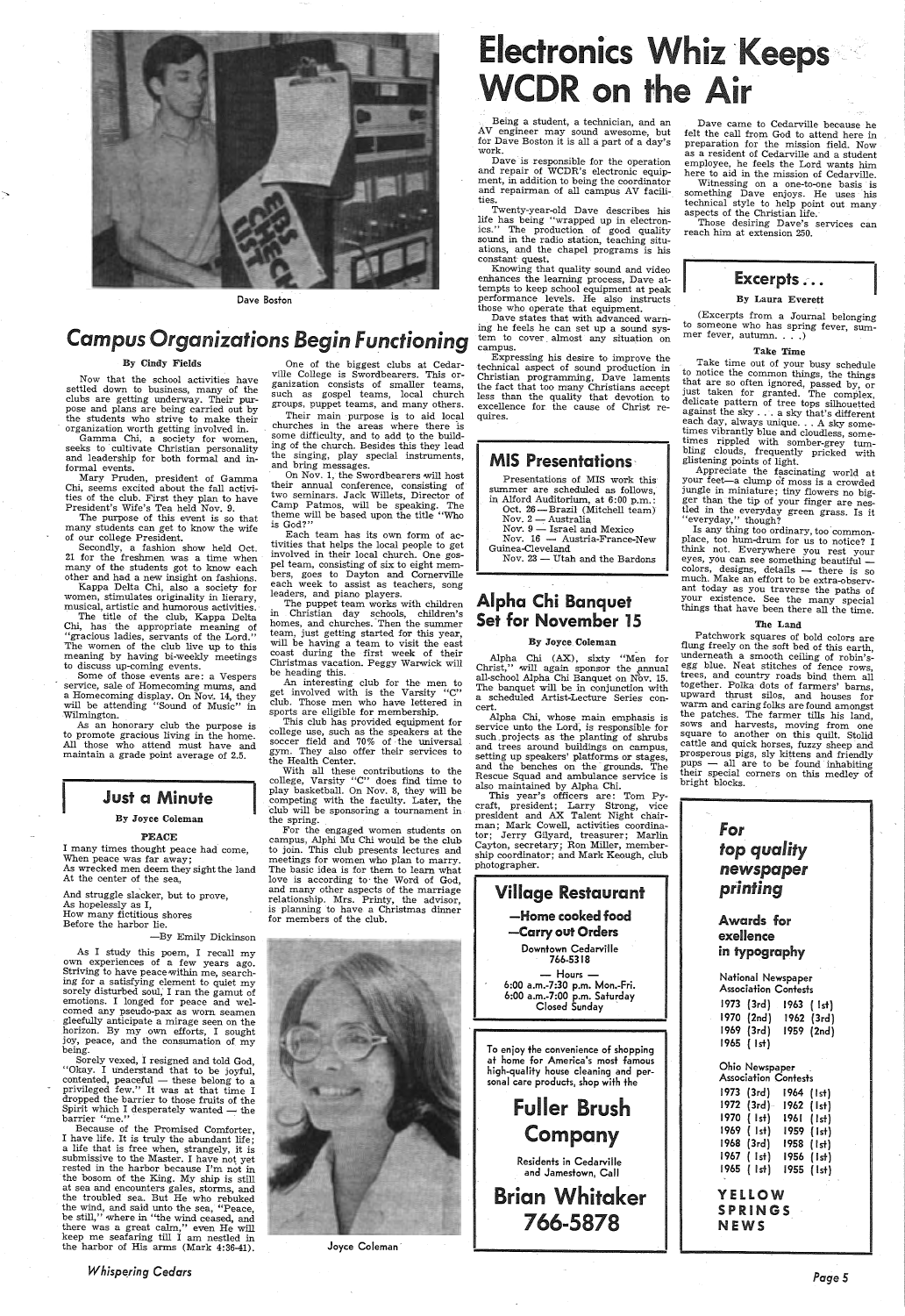Dave Boston

# Electronics Whiz Keeps WCDR on the Air

Being a student, a technician, and an AV engineer may sound awesome, but for Dave Boston it is all a part of a day's work.

Dave is responsible for the operation and repair of WCDR's electronic equipment, in addition to being the coordinator and repairman of all campus AV facilities.

Twenty-year-old Dave describes his life has being "wrapped up in electronics." The production of good quality sound in the radio station, teaching situations, and the chapel programs is his constant quest.

Knowing that quality sound and video enhances the learning process, Dave attempts to keep school equipment at peak performance levels. He also instructs those who operate that equipment.

Dave states that with advanced warning he feels he can set up a sound system to cover almost any situation on campus.

Expressing his desire to improve the technical aspect of sound production in Christian programming, Dave laments the fact that too many Christians accept less than the quality that devotion to excellence for the cause of Christ requires.

Dave came to Cedarville because he felt the call from God to attend here in preparation for the mission field. Now as a resident of Cedarville and a student employee, he feels the Lord wants him here to aid in the mission of Cedarville.

Witnessing on a one-to-one basis is something Dave enjoys. He uses his technical style to help point out many aspects of the Christian life.

Those desiring Dave's services can reach him at extension 250.

## Campus Organizations Begin Functioning

**By Cindy Fields**

Now that the school activities have settled down to business, many of the clubs are getting underway. Their purpose and plans are being carried out by the students who strive to make their organization worth getting involved in.

Gamma Chi, a society for women, seeks to cultivate Christian personality and leadership for both formal and informal events.

Mary Pruden, president of Gamma Chi, seems excited about the fall activities of the club. First they plan to have President's Wife's Tea held Nov. 9.

The purpose of this event is so that many students can get to know the wife of our college President.

Secondly, a fashion show held Oct. 21 for the freshmen was a time when many of the students got to know each other and had a new insight on fashions.

Kappa Delta Chi, also a society for women, stimulates originality in literary, musical, artistic and humorous activities.

The title of the club, Kappa Delta Chi, has the appropriate meaning of "gracious ladies, servants of the Lord." The women of the club live up to this meaning by having bi-weekly meetings to discuss up-coming events.

Some of those events are: a Vespers service, sale of Homecoming mums, and a Homecoming display. On Nov. 14, they will be attending "Sound of Music" in Wilmington.

As an honorary club the purpose is to promote gracious living in the home. All those who attend must have and maintain a grade point average of 2.5.

One of the biggest clubs at Cedarville College is Swordbearers. This organization consists of smaller teams, such as gospel teams, local church groups, puppet teams, and many others.

Their main purpose is to aid local churches in the areas where there is some difficulty, and to add to the building of the church. Besides this they lead the singing, play special instruments, and bring messages.

On Nov. 1, the Swordbearers will host their annual conference, consisting of two seminars. Jack Willets, Director of Camp Patmos, will be speaking. The theme will be based upon the title "Who is God?"

Each team has its own form of activities that helps the local people to get involved in their local church. One gospel team, consisting of six to eight members, goes to Dayton and Cornerville each week to assist as teachers, song leaders, and piano players.

The puppet team works with children in Christian day schools, children's homes, and churches. Then the summer team, just getting started for this year, will be having a team to visit the east coast during the first week of their Christmas vacation. Peggy Warwick will be heading this.

An interesting club for the men to get involved with is the Varsity "C" club. Those men who have lettered in sports are eligible for membership.

This club has provided equipment for college use, such as the speakers at the soccer field and 70% of the universal gym. They also offer their services to the Health Center.

With all these contributions to the college, Varsity "C" does find time to play basketball. On Nov. 8, they will be competing with the faculty. Later, the club will be sponsoring a tournament in the spring.

For the engaged women students on campus, Alphi Mu Chi would be the club to join. This club presents lectures and meetings for women who plan to marry. The basic idea is for them to learn what love is according to the Word of God, and many other aspects of the marriage relationship. Mrs. Printy, the advisor, is planning to have a Christmas dinner for members of the club.

## MIS Presentations

Presentations of MIS work this summer are scheduled as follows, in Alford Auditorium, at 6:00 p.m.:

Oct. 26 — Brazil (Mitchell team)
Nov. 2 — Australia
Nov. 9 — Israel and Mexico
Nov. 16 — Austria-France-New Guinea-Cleveland
Nov. 23 — Utah and the Bardons

## Alpha Chi Banquet Set for November 15

**By Joyce Coleman**

Alpha Chi (AX), sixty "Men for Christ," will again sponsor the annual all-school Alpha Chi Banquet on Nov. 15. The banquet will be in conjunction with a scheduled Artist-Lecture Series concert.

Alpha Chi, whose main emphasis is service unto the Lord, is responsible for such projects as the planting of shrubs and trees around buildings on campus, setting up speakers' platforms or stages, and the benches on the grounds. The Rescue Squad and ambulance service is also maintained by Alpha Chi.

This year's officers are: Tom Pycraft, president; Larry Strong, vice president and AX Talent Night chairman; Mark Cowell, activities coordinator; Jerry Gilyard, treasurer; Marlin Cayton, secretary; Ron Miller, membership coordinator; and Mark Keough, club photographer.

## Just a Minute

**By Joyce Coleman**

**PEACE**

I many times thought peace had come,
When peace was far away;
As wrecked men deem they sight the land
At the center of the sea,

And struggle slacker, but to prove,
As hopelessly as I,
How many fictitious shores
Before the harbor lie.

—By Emily Dickinson

As I study this poem, I recall my own experiences of a few years ago. Striving to have peace within me, searching for a satisfying element to quiet my sorely disturbed soul, I ran the gamut of emotions. I longed for peace and welcomed any pseudo-pax as worn seamen gleefully anticipate a mirage seen on the horizon. By my own efforts, I sought joy, peace, and the consummation of my being.

Sorely vexed, I resigned and told God, "Okay. I understand that to be joyful, contented, peaceful — these belong to a privileged few." It was at that time I dropped the barrier to those fruits of the Spirit which I desperately wanted — the barrier "me."

Because of the Promised Comforter, I have life. It is truly the abundant life; a life that is free when, strangely, it is submissive to the Master. I have not yet rested in the harbor because I'm not in the bosom of the King. My ship is still at sea and encounters gales, storms, and the troubled sea. But He who rebuked the wind, and said unto the sea, "Peace, be still," where in "the wind ceased, and there was a great calm," even He will keep me seafaring till I am nestled in the harbor of His arms (Mark 4:36-41).

Joyce Coleman

## Excerpts . . .

**By Laura Everett**

(Excerpts from a Journal belonging to someone who has spring fever, summer fever, autumn. . . .)

**Take Time**

Take time out of your busy schedule to notice the common things, the things that are so often ignored, passed by, or just taken for granted. The complex, delicate pattern of tree tops silhouetted against the sky . . . a sky that's different each day, always unique. . . A sky sometimes vibrantly blue and cloudless, sometimes rippled with somber-grey tumbling clouds, frequently pricked with glistening points of light.

Appreciate the fascinating world at your feet—a clump of moss is a crowded jungle in miniature; tiny flowers no bigger than the tip of your finger are nestled in the everyday green grass. Is it "everyday," though?

Is any thing too ordinary, too commonplace, too hum-drum for us to notice? I think not. Everywhere you rest your eyes, you can see something beautiful — colors, designs, details — there is so much. Make an effort to be extra-observant today as you traverse the paths of your existence. See the many special things that have been there all the time.

**The Land**

Patchwork squares of bold colors are flung freely on the soft bed of this earth, underneath a smooth ceiling of robin's-egg blue. Neat stitches of fence rows, trees, and country roads bind them all together. Polka dots of farmers' barns, upward thrust silos, and houses for warm and caring folks are found amongst the patches. The farmer tills his land, sows and harvests, moving from one square to another on this quilt. Stolid cattle and quick horses, fuzzy sheep and prosperous pigs, sly kittens and friendly pups — all are to be found inhabiting their special corners on this medley of bright blocks.

**Village Restaurant**

—Home cooked food
—Carry out Orders

Downtown Cedarville
766-5318

— Hours —
6:00 a.m.-7:30 p.m. Mon.-Fri.
6:00 a.m.-7:00 p.m. Saturday
Closed Sunday

To enjoy the convenience of shopping at home for America's most famous high-quality house cleaning and personal care products, shop with the

**Fuller Brush Company**

Residents in Cedarville and Jamestown, Call

**Brian Whitaker**
**766-5878**

*For top quality newspaper printing*

**Awards for exellence in typography**

National Newspaper Association Contests

| | |
|---|---|
| 1973 (3rd) | 1963 (1st) |
| 1970 (2nd) | 1962 (3rd) |
| 1969 (3rd) | 1959 (2nd) |
| 1965 (1st) | |

Ohio Newspaper Association Contests

| | |
|---|---|
| 1973 (3rd) | 1964 (1st) |
| 1972 (3rd) | 1962 (1st) |
| 1970 (1st) | 1961 (1st) |
| 1969 (1st) | 1959 (1st) |
| 1968 (3rd) | 1958 (1st) |
| 1967 (1st) | 1956 (1st) |
| 1965 (1st) | 1955 (1st) |

**YELLOW SPRINGS NEWS**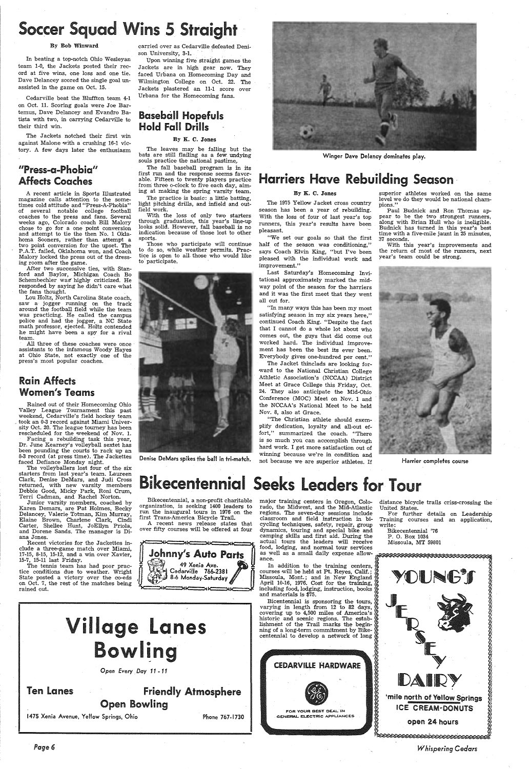# Soccer Squad Wins 5 Straight

By Bob Winward

In beating a top-notch Ohio Wesleyan team 1-0, the Jackets posted their record at five wins, one loss and one tie. Dave Delancey scored the single goal unassisted in the game on Oct. 15.

Cedarville beat the Bluffton team 4-1 on Oct. 11. Scoring goals were Joe Bartemus, Dave Delancey and Evandro Batista with two, in carrying Cedarville to their third win.

The Jackets notched their first win against Malone with a crushing 16-1 victory. A few days later the enthusiasm carried over as Cedarville defeated Denison University, 3-1.

Upon winning five straight games the Jackets are in high gear now. They faced Urbana on Homecoming Day and Wilmington College on Oct. 22. The Jackets plastered an 11-1 score over Urbana for the Homecoming fans.

Winger Dave Delancy dominates play.

## "Press-a-Phobia" Affects Coaches

A recent article in Sports Illustrated magazine calls attention to the sometimes cold attitude and "Press-A-Phobia" of several notable college football coaches to the press and fans. Several weeks ago, Colorado coach Bill Malory chose to go for a one point conversion and attempt to tie the then No. 1 Oklahoma Sooners, rather than attempt a two point conversion for the upset. The P.A.T. failed, Oklahoma won, and Coach Malory locked the press out of the dressing room after the game.

After two successive ties, with Stanford and Baylor, Michigan Coach Bo Schembechler was highly criticized. He responded by saying he didn't care what the fans thought.

Lou Holtz, North Carolina State coach, saw a jogger running on the track around the football field while the team was practicing. He called the campus police and had the jogger, a NC State math professor, ejected. Holtz contended he might have been a spy for a rival team.

All three of these coaches were once assistants to the infamous Woody Hayes at Ohio State, not exactly one of the press's most popular coaches.

## Rain Affects Women's Teams

Rained out of their Homecoming Ohio Valley League Tournament this past weekend, Cedarville's field hockey team took an 0-3 record against Miami University Oct. 20. The league tourney has been rescheduled for the weekend of Nov. 1.

Facing a rebuilding task this year, Dr. June Kearney's volleyball sextet has been pounding the courts to rack up an 8-3 record (at press time). The Jackettes faced Defiance Monday night.

The volleyballers lost four of the six starters from last year's team. Laureen Clark, Denise DeMars, and Judi Cross returned, with new varsity members Debbie Good, Micky Park, Roni Crum, Terri Cadman, and Rachel Norton.

Junior varsity members, coached by Karen Demars, are Pat Holmes, Becky Delancey, Valerie Totman, Kim Murray, Elaine Brown, Charlene Clark, Cindi Carter, Shellee Hunt, JoEllyn Priola, and Dorene Sands. The manager is Diana Jones.

Recent victories for the Jackettes include a three-game match over Miami, 17-15, 8-15, 15-12, and a win over Xavier, 15-7, 15-11 last Friday.

The tennis team has had poor practice conditions due to weather. Wright State posted a victory over the co-eds on Oct. 7, the rest of the matches being rained out.

## Baseball Hopefuls Hold Fall Drills

By K. C. Jones

The leaves may be falling but the bats are still flailing as a few undying souls practice the national pastime.

The fall baseball program is in its first run and the response seems favorable. Fifteen to twenty players practice from three o-clock to five each day, aiming at making the spring varsity team.

The practice is basic: a little batting, light pitching drills, and infield and outfield work.

With the loss of only two starters through graduation, this year's line-up looks solid. However, fall baseball is no indication because of those lost to other sports.

Those who participate will continue to do so, while weather permits. Practice is open to all those who would like to participate.

Denise DeMars spikes the ball in tri-match.

## Harriers Have Rebuilding Season

By K. C. Jones

The 1975 Yellow Jacket cross country season has been a year of rebuilding. With the loss of four of last year's top runners, this year's results have been pleasant.

"We set our goals so that the first half of the season was conditioning," says Coach Elvin King, "but I've been pleased with the individual work and improvement."

Last Saturday's Homecoming Invitational approximately marked the midway point of the season for the harriers and it was the first meet that they went all out for.

"In many ways this has been my most satisfying season in my six years here," continued Coach King. "Despite the fact that I cannot do a whole lot about who comes out, the guys that did come out worked hard. The individual improvement has been the best its ever been. Everybody gives one-hundred per cent."

The Jacket thinclads are looking forward to the National Christian College Athletic Association's (NCCAA) District Meet at Grace College this Friday, Oct. 24. They also anticipate the Mid-Ohio Conference (MOC) Meet on Nov. 1 and the NCCAA's National Meet to be held Nov. 8, also at Grace.

"The Christian athlete should exemplify dedication, loyalty and all-out effort," summarized the coach. "There is so much you can accomplish through hard work. I get more satisfaction out of winning because we're in condition and not because we are superior athletes. If superior athletes worked on the same level we do they would be national champions."

Paul Budnick and Ron Thomas appear to be the two strongest runners, along with Brian Hull who is ineligible. Budnick has turned in this year's best time with a five-mile jaunt in 25 minutes, 37 seconds.

With this year's improvements and the return of most of the runners, next year's team could be strong.

Harrier completes course

# Bikecentennial Seeks Leaders for Tour

Bikecentennial, a non-profit charitable organization, is seeking 1400 leaders to run the inaugural tours in 1976 on the first Trans-America Bicycle Trail.

A recent news release states that over fifty courses will be offered at four major training centers in Oregon, Colorado, the Midwest, and the Mid-Atlantic regions. The seven-day sessions include classroom and field instruction in bicycling techniques, safety, repair, group dynamics, touring and special bike and camping skills and first aid. During the actual tours the leaders will receive food, lodging, and normal tour services as well as a small daily expense allowance.

In addition to the training centers, courses will be held at Pt. Reyes, Calif.; Missoula, Mont.; and in New England April 10-16, 1976. Cost for the training, including food, lodging, instruction, books and materials is $75.

Bicentennial is sponsoring the tours, varying in length from 12 to 82 days, covering up to 4,500 miles of America's historic and scenic regions. The establishment of the Trail marks the beginning of a long-term commitment by Bikecentennial to develop a network of long distance bicycle trails criss-crossing the United States.

For further details on Leadership Training courses and an application, write:
Bikecentennial '76
P. O. Box 1034
Missoula, MT 59801

**Johnny's Auto Parts**
49 Xenia Ave.
Cedarville 766-2381
8-6 Monday-Saturday

**Village Lanes Bowling**
Open Every Day 11 - 11
Ten Lanes — Friendly Atmosphere
Open Bowling
1475 Xenia Avenue, Yellow Springs, Ohio — Phone 767-1730

**CEDARVILLE HARDWARE**
FOR YOUR BEST DEAL IN GENERAL ELECTRIC APPLIANCES

**YOUNG'S JERSEY DAIRY**
'mile north of Yellow Springs
ICE CREAM-DONUTS
open 24 hours